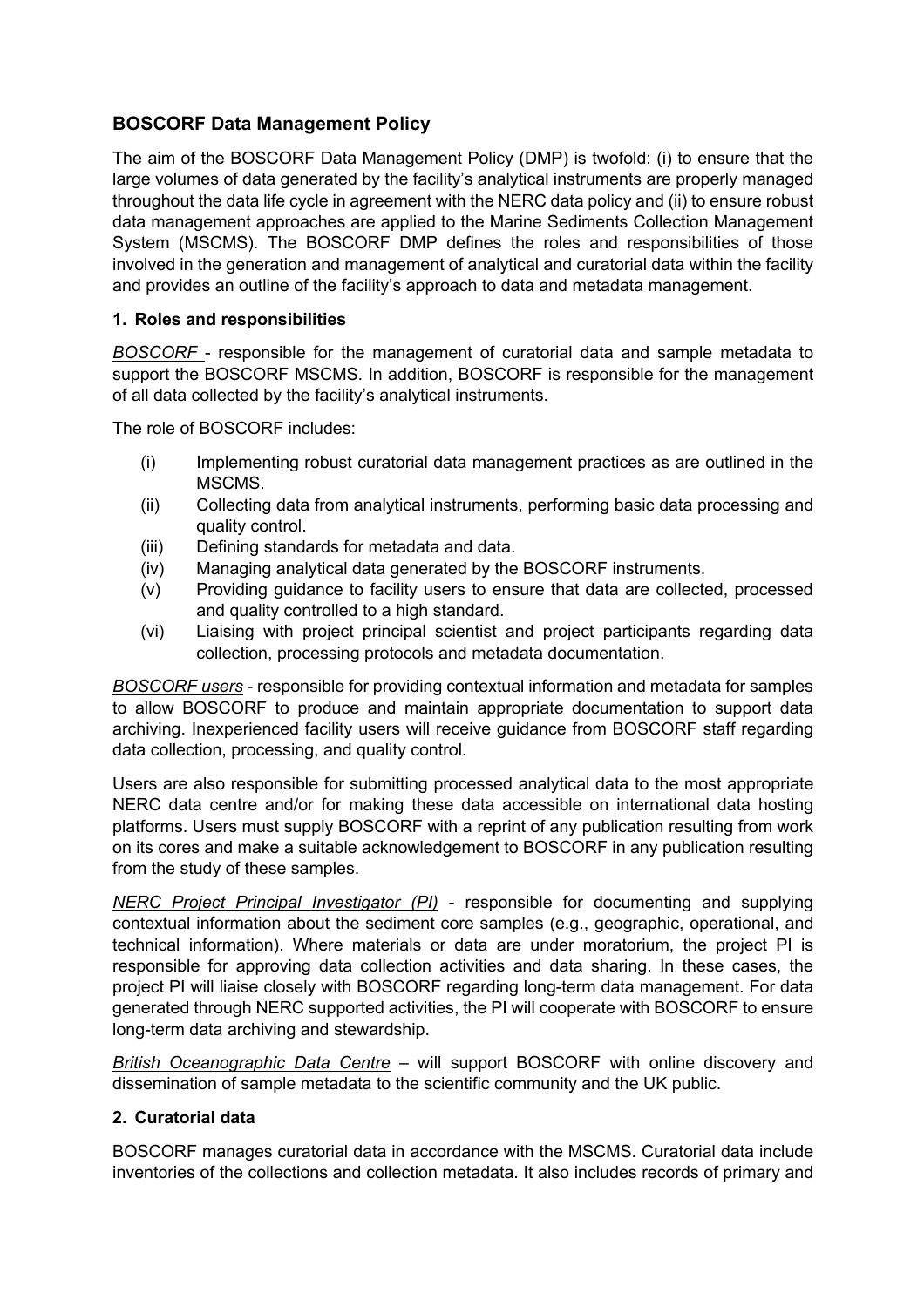## BOSCORF Data Management Policy

The aim of the BOSCORF Data Management Policy (DMP) is twofold: (i) to ensure that the large volumes of data generated by the facility's analytical instruments are properly managed throughout the data life cycle in agreement with the NERC data policy and (ii) to ensure robust data management approaches are applied to the Marine Sediments Collection Management System (MSCMS). The BOSCORF DMP defines the roles and responsibilities of those involved in the generation and management of analytical and curatorial data within the facility and provides an outline of the facility's approach to data and metadata management.

### 1. Roles and responsibilities

*BOSCORF* - responsible for the management of curatorial data and sample metadata to support the BOSCORF MSCMS. In addition, BOSCORF is responsible for the management of all data collected by the facility's analytical instruments.

The role of BOSCORF includes:

(i) Implementing robust curatorial data management practices as are outlined in the MSCMS.
(ii) Collecting data from analytical instruments, performing basic data processing and quality control.
(iii) Defining standards for metadata and data.
(iv) Managing analytical data generated by the BOSCORF instruments.
(v) Providing guidance to facility users to ensure that data are collected, processed and quality controlled to a high standard.
(vi) Liaising with project principal scientist and project participants regarding data collection, processing protocols and metadata documentation.

*BOSCORF users* - responsible for providing contextual information and metadata for samples to allow BOSCORF to produce and maintain appropriate documentation to support data archiving. Inexperienced facility users will receive guidance from BOSCORF staff regarding data collection, processing, and quality control.

Users are also responsible for submitting processed analytical data to the most appropriate NERC data centre and/or for making these data accessible on international data hosting platforms. Users must supply BOSCORF with a reprint of any publication resulting from work on its cores and make a suitable acknowledgement to BOSCORF in any publication resulting from the study of these samples.

*NERC Project Principal Investigator (PI)* - responsible for documenting and supplying contextual information about the sediment core samples (e.g., geographic, operational, and technical information). Where materials or data are under moratorium, the project PI is responsible for approving data collection activities and data sharing. In these cases, the project PI will liaise closely with BOSCORF regarding long-term data management. For data generated through NERC supported activities, the PI will cooperate with BOSCORF to ensure long-term data archiving and stewardship.

*British Oceanographic Data Centre* – will support BOSCORF with online discovery and dissemination of sample metadata to the scientific community and the UK public.

### 2. Curatorial data

BOSCORF manages curatorial data in accordance with the MSCMS. Curatorial data include inventories of the collections and collection metadata. It also includes records of primary and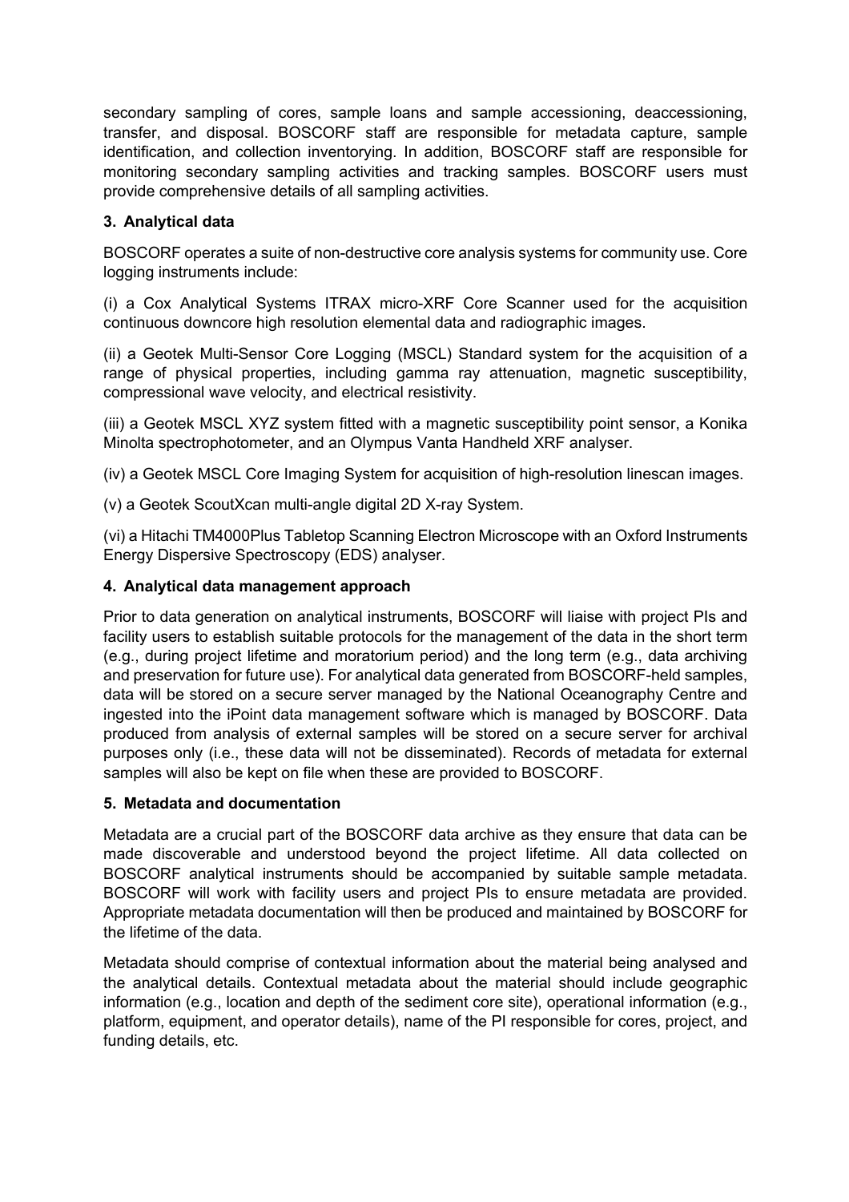secondary sampling of cores, sample loans and sample accessioning, deaccessioning, transfer, and disposal. BOSCORF staff are responsible for metadata capture, sample identification, and collection inventorying. In addition, BOSCORF staff are responsible for monitoring secondary sampling activities and tracking samples. BOSCORF users must provide comprehensive details of all sampling activities.

### 3. Analytical data

BOSCORF operates a suite of non-destructive core analysis systems for community use. Core logging instruments include:

(i) a Cox Analytical Systems ITRAX micro-XRF Core Scanner used for the acquisition continuous downcore high resolution elemental data and radiographic images.

(ii) a Geotek Multi-Sensor Core Logging (MSCL) Standard system for the acquisition of a range of physical properties, including gamma ray attenuation, magnetic susceptibility, compressional wave velocity, and electrical resistivity.

(iii) a Geotek MSCL XYZ system fitted with a magnetic susceptibility point sensor, a Konika Minolta spectrophotometer, and an Olympus Vanta Handheld XRF analyser.

(iv) a Geotek MSCL Core Imaging System for acquisition of high-resolution linescan images.

(v) a Geotek ScoutXcan multi-angle digital 2D X-ray System.

(vi) a Hitachi TM4000Plus Tabletop Scanning Electron Microscope with an Oxford Instruments Energy Dispersive Spectroscopy (EDS) analyser.

### 4. Analytical data management approach

Prior to data generation on analytical instruments, BOSCORF will liaise with project PIs and facility users to establish suitable protocols for the management of the data in the short term (e.g., during project lifetime and moratorium period) and the long term (e.g., data archiving and preservation for future use). For analytical data generated from BOSCORF-held samples, data will be stored on a secure server managed by the National Oceanography Centre and ingested into the iPoint data management software which is managed by BOSCORF. Data produced from analysis of external samples will be stored on a secure server for archival purposes only (i.e., these data will not be disseminated). Records of metadata for external samples will also be kept on file when these are provided to BOSCORF.

### 5. Metadata and documentation

Metadata are a crucial part of the BOSCORF data archive as they ensure that data can be made discoverable and understood beyond the project lifetime. All data collected on BOSCORF analytical instruments should be accompanied by suitable sample metadata. BOSCORF will work with facility users and project PIs to ensure metadata are provided. Appropriate metadata documentation will then be produced and maintained by BOSCORF for the lifetime of the data.

Metadata should comprise of contextual information about the material being analysed and the analytical details. Contextual metadata about the material should include geographic information (e.g., location and depth of the sediment core site), operational information (e.g., platform, equipment, and operator details), name of the PI responsible for cores, project, and funding details, etc.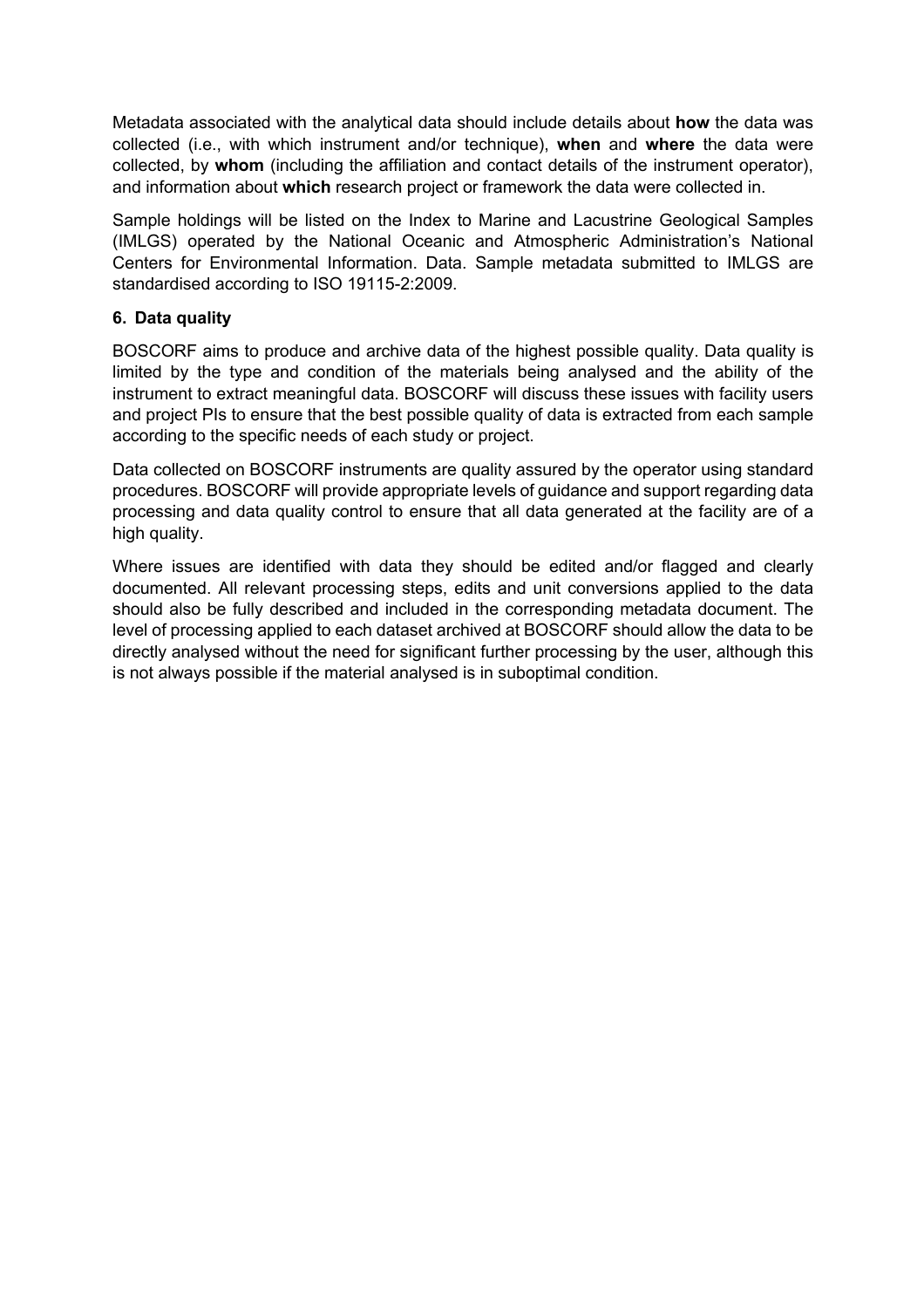Metadata associated with the analytical data should include details about **how** the data was collected (i.e., with which instrument and/or technique), **when** and **where** the data were collected, by **whom** (including the affiliation and contact details of the instrument operator), and information about **which** research project or framework the data were collected in.

Sample holdings will be listed on the Index to Marine and Lacustrine Geological Samples (IMLGS) operated by the National Oceanic and Atmospheric Administration's National Centers for Environmental Information. Data. Sample metadata submitted to IMLGS are standardised according to ISO 19115-2:2009.

## 6. Data quality

BOSCORF aims to produce and archive data of the highest possible quality. Data quality is limited by the type and condition of the materials being analysed and the ability of the instrument to extract meaningful data. BOSCORF will discuss these issues with facility users and project PIs to ensure that the best possible quality of data is extracted from each sample according to the specific needs of each study or project.

Data collected on BOSCORF instruments are quality assured by the operator using standard procedures. BOSCORF will provide appropriate levels of guidance and support regarding data processing and data quality control to ensure that all data generated at the facility are of a high quality.

Where issues are identified with data they should be edited and/or flagged and clearly documented. All relevant processing steps, edits and unit conversions applied to the data should also be fully described and included in the corresponding metadata document. The level of processing applied to each dataset archived at BOSCORF should allow the data to be directly analysed without the need for significant further processing by the user, although this is not always possible if the material analysed is in suboptimal condition.